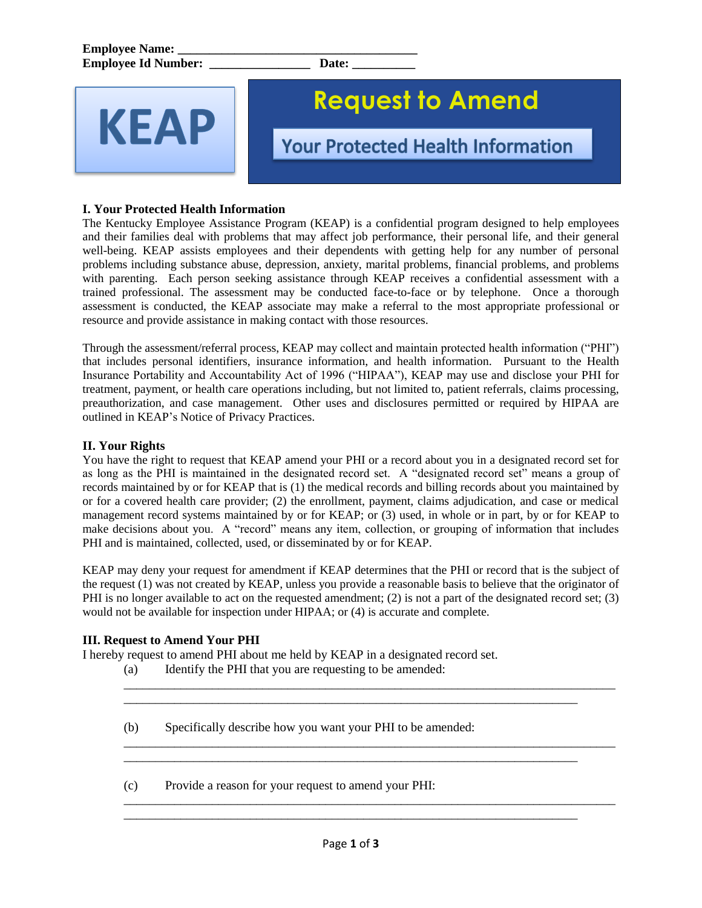**Employee Name:** ______________________________________
**Employee Id Number:** ________________ **Date:** __________

KEAP

# Request to Amend

## Your Protected Health Information

### I. Your Protected Health Information

The Kentucky Employee Assistance Program (KEAP) is a confidential program designed to help employees and their families deal with problems that may affect job performance, their personal life, and their general well-being. KEAP assists employees and their dependents with getting help for any number of personal problems including substance abuse, depression, anxiety, marital problems, financial problems, and problems with parenting. Each person seeking assistance through KEAP receives a confidential assessment with a trained professional. The assessment may be conducted face-to-face or by telephone. Once a thorough assessment is conducted, the KEAP associate may make a referral to the most appropriate professional or resource and provide assistance in making contact with those resources.

Through the assessment/referral process, KEAP may collect and maintain protected health information ("PHI") that includes personal identifiers, insurance information, and health information. Pursuant to the Health Insurance Portability and Accountability Act of 1996 ("HIPAA"), KEAP may use and disclose your PHI for treatment, payment, or health care operations including, but not limited to, patient referrals, claims processing, preauthorization, and case management. Other uses and disclosures permitted or required by HIPAA are outlined in KEAP's Notice of Privacy Practices.

### II. Your Rights

You have the right to request that KEAP amend your PHI or a record about you in a designated record set for as long as the PHI is maintained in the designated record set. A "designated record set" means a group of records maintained by or for KEAP that is (1) the medical records and billing records about you maintained by or for a covered health care provider; (2) the enrollment, payment, claims adjudication, and case or medical management record systems maintained by or for KEAP; or (3) used, in whole or in part, by or for KEAP to make decisions about you. A "record" means any item, collection, or grouping of information that includes PHI and is maintained, collected, used, or disseminated by or for KEAP.

KEAP may deny your request for amendment if KEAP determines that the PHI or record that is the subject of the request (1) was not created by KEAP, unless you provide a reasonable basis to believe that the originator of PHI is no longer available to act on the requested amendment; (2) is not a part of the designated record set; (3) would not be available for inspection under HIPAA; or (4) is accurate and complete.

### III. Request to Amend Your PHI

I hereby request to amend PHI about me held by KEAP in a designated record set.

(a) Identify the PHI that you are requesting to be amended:

______________________________________________________________________________
________________________________________________________________________

(b) Specifically describe how you want your PHI to be amended:

______________________________________________________________________________
________________________________________________________________________

(c) Provide a reason for your request to amend your PHI:

______________________________________________________________________________
________________________________________________________________________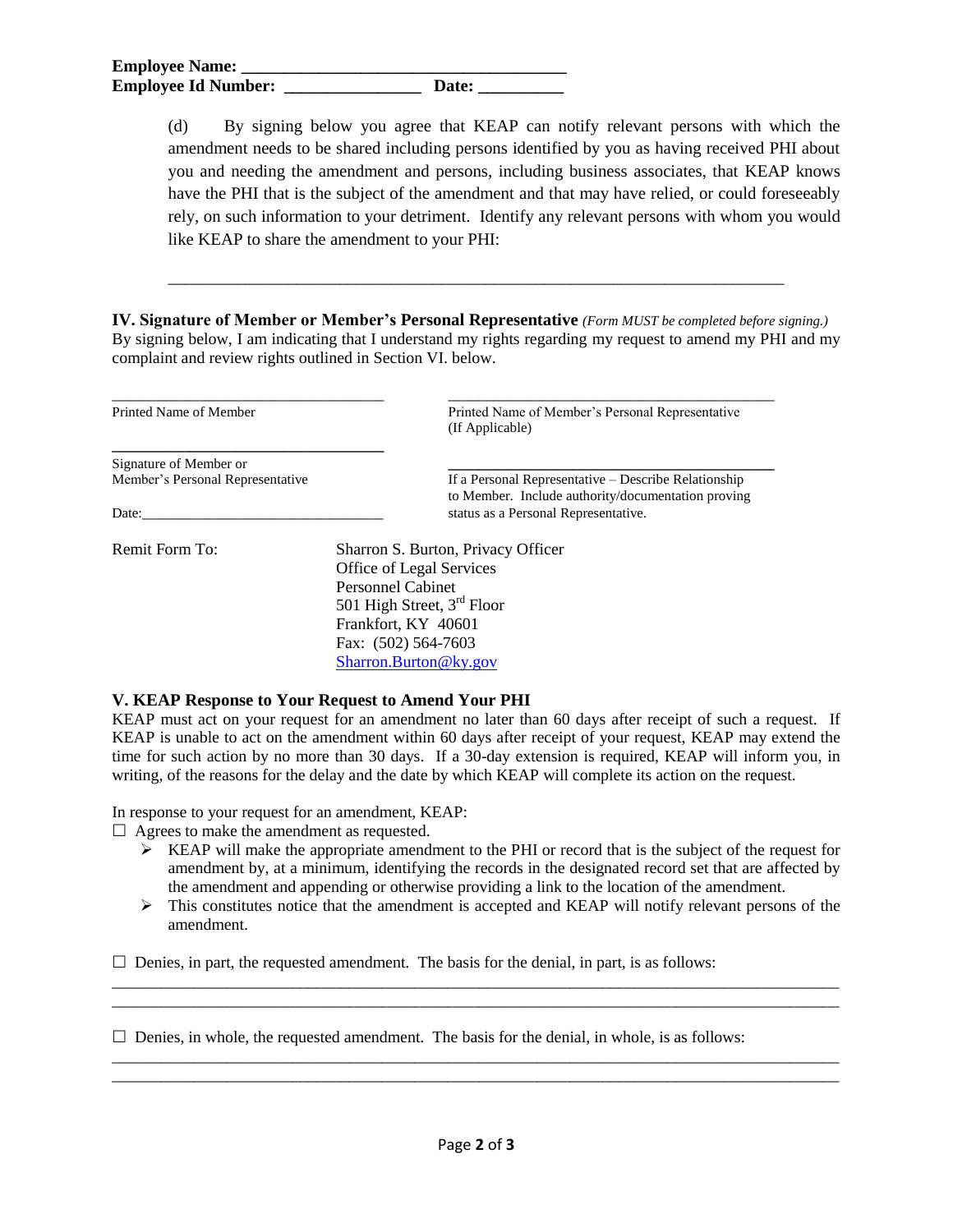**Employee Name: ____________________________________**
**Employee Id Number: _______________ Date: __________**

(d) By signing below you agree that KEAP can notify relevant persons with which the amendment needs to be shared including persons identified by you as having received PHI about you and needing the amendment and persons, including business associates, that KEAP knows have the PHI that is the subject of the amendment and that may have relied, or could foreseeably rely, on such information to your detriment. Identify any relevant persons with whom you would like KEAP to share the amendment to your PHI:

______________________________________________________________________

**IV. Signature of Member or Member's Personal Representative** *(Form MUST be completed before signing.)*
By signing below, I am indicating that I understand my rights regarding my request to amend my PHI and my complaint and review rights outlined in Section VI. below.

| | |
|---|---|
| ________________________________ | ________________________________ |
| Printed Name of Member | Printed Name of Member's Personal Representative (If Applicable) |
| ________________________________ | ________________________________ |
| Signature of Member or Member's Personal Representative | If a Personal Representative – Describe Relationship to Member. Include authority/documentation proving status as a Personal Representative. |
| Date:______________________________ | |

Remit Form To:

Sharron S. Burton, Privacy Officer
Office of Legal Services
Personnel Cabinet
501 High Street, 3rd Floor
Frankfort, KY 40601
Fax: (502) 564-7603
Sharron.Burton@ky.gov

**V. KEAP Response to Your Request to Amend Your PHI**
KEAP must act on your request for an amendment no later than 60 days after receipt of such a request. If KEAP is unable to act on the amendment within 60 days after receipt of your request, KEAP may extend the time for such action by no more than 30 days. If a 30-day extension is required, KEAP will inform you, in writing, of the reasons for the delay and the date by which KEAP will complete its action on the request.

In response to your request for an amendment, KEAP:

☐ Agrees to make the amendment as requested.

- ➢ KEAP will make the appropriate amendment to the PHI or record that is the subject of the request for amendment by, at a minimum, identifying the records in the designated record set that are affected by the amendment and appending or otherwise providing a link to the location of the amendment.
- ➢ This constitutes notice that the amendment is accepted and KEAP will notify relevant persons of the amendment.

☐ Denies, in part, the requested amendment. The basis for the denial, in part, is as follows:

________________________________________________________________________________
________________________________________________________________________________

☐ Denies, in whole, the requested amendment. The basis for the denial, in whole, is as follows:

________________________________________________________________________________
________________________________________________________________________________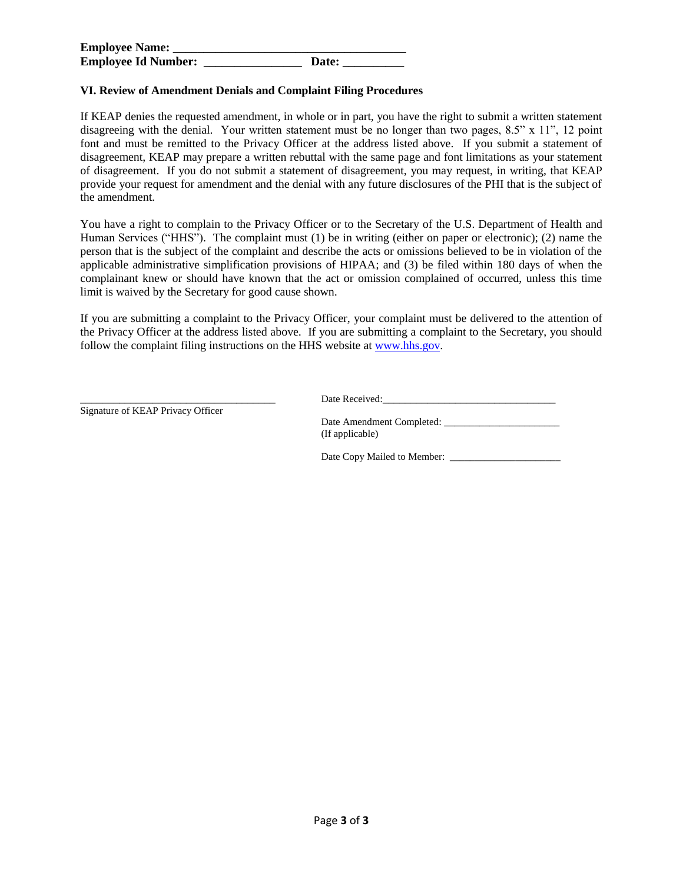**Employee Name: ______________________________________**
**Employee Id Number: ________________ Date: __________**

**VI. Review of Amendment Denials and Complaint Filing Procedures**

If KEAP denies the requested amendment, in whole or in part, you have the right to submit a written statement disagreeing with the denial. Your written statement must be no longer than two pages, 8.5" x 11", 12 point font and must be remitted to the Privacy Officer at the address listed above. If you submit a statement of disagreement, KEAP may prepare a written rebuttal with the same page and font limitations as your statement of disagreement. If you do not submit a statement of disagreement, you may request, in writing, that KEAP provide your request for amendment and the denial with any future disclosures of the PHI that is the subject of the amendment.

You have a right to complain to the Privacy Officer or to the Secretary of the U.S. Department of Health and Human Services ("HHS"). The complaint must (1) be in writing (either on paper or electronic); (2) name the person that is the subject of the complaint and describe the acts or omissions believed to be in violation of the applicable administrative simplification provisions of HIPAA; and (3) be filed within 180 days of when the complainant knew or should have known that the act or omission complained of occurred, unless this time limit is waived by the Secretary for good cause shown.

If you are submitting a complaint to the Privacy Officer, your complaint must be delivered to the attention of the Privacy Officer at the address listed above. If you are submitting a complaint to the Secretary, you should follow the complaint filing instructions on the HHS website at www.hhs.gov.

_____________________________________
Signature of KEAP Privacy Officer

Date Received:_________________________________

Date Amendment Completed: _______________________
(If applicable)

Date Copy Mailed to Member: ______________________